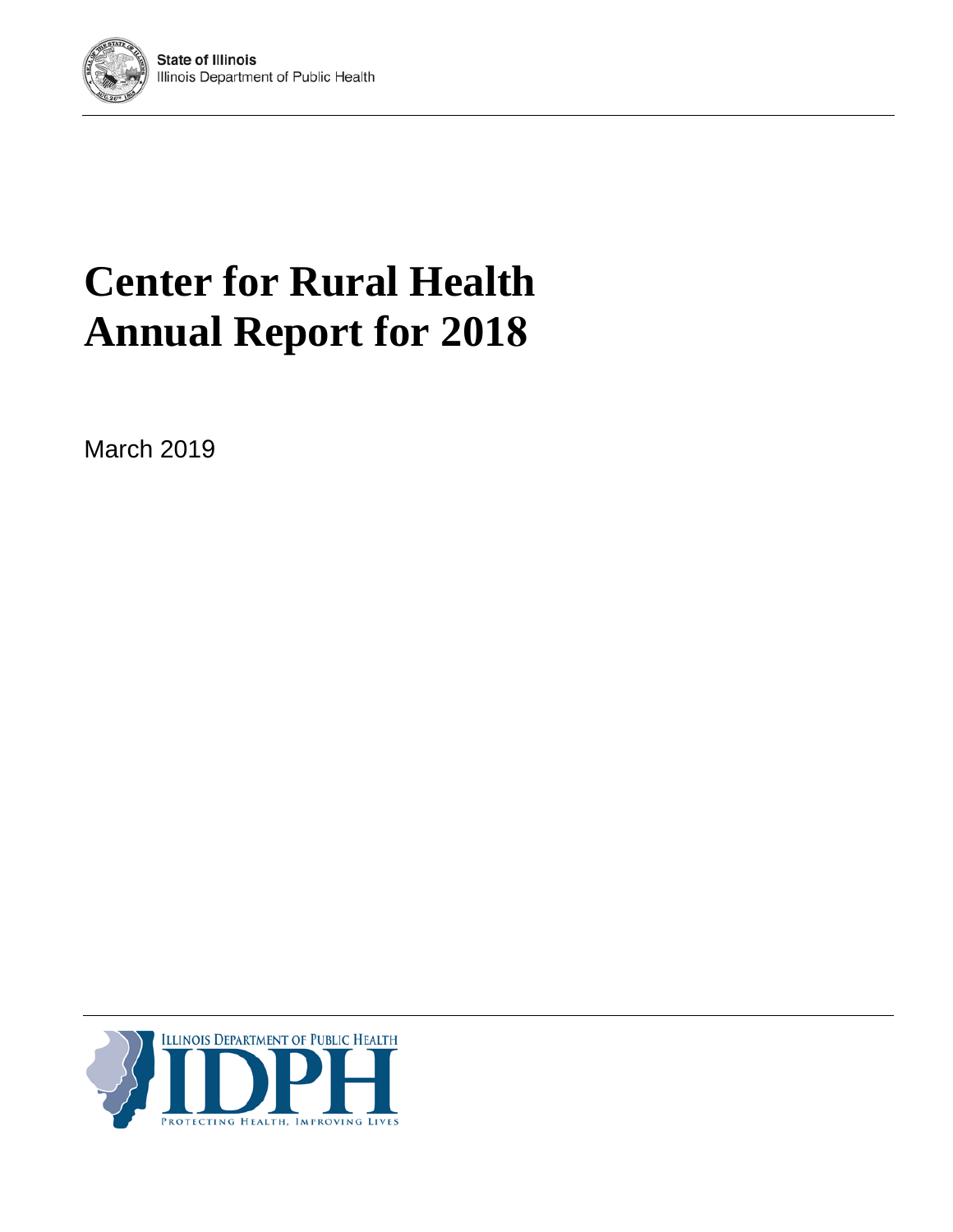State of Illinois
Illinois Department of Public Health

# Center for Rural Health Annual Report for 2018

March 2019

ILLINOIS DEPARTMENT OF PUBLIC HEALTH
IDPH
PROTECTING HEALTH, IMPROVING LIVES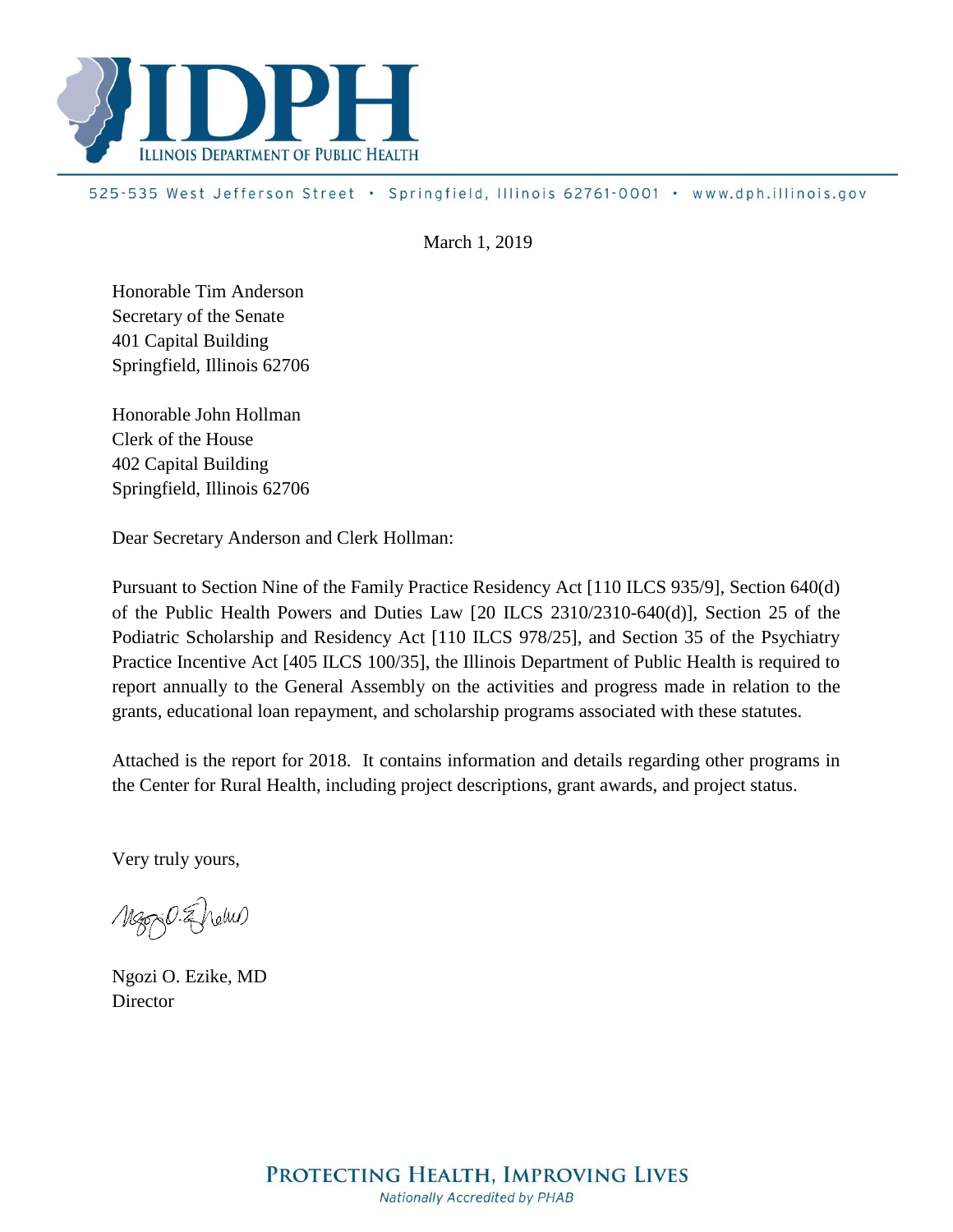# IDPH

ILLINOIS DEPARTMENT OF PUBLIC HEALTH

525-535 West Jefferson Street • Springfield, Illinois 62761-0001 • www.dph.illinois.gov

March 1, 2019

Honorable Tim Anderson
Secretary of the Senate
401 Capital Building
Springfield, Illinois 62706

Honorable John Hollman
Clerk of the House
402 Capital Building
Springfield, Illinois 62706

Dear Secretary Anderson and Clerk Hollman:

Pursuant to Section Nine of the Family Practice Residency Act [110 ILCS 935/9], Section 640(d) of the Public Health Powers and Duties Law [20 ILCS 2310/2310-640(d)], Section 25 of the Podiatric Scholarship and Residency Act [110 ILCS 978/25], and Section 35 of the Psychiatry Practice Incentive Act [405 ILCS 100/35], the Illinois Department of Public Health is required to report annually to the General Assembly on the activities and progress made in relation to the grants, educational loan repayment, and scholarship programs associated with these statutes.

Attached is the report for 2018. It contains information and details regarding other programs in the Center for Rural Health, including project descriptions, grant awards, and project status.

Very truly yours,

Ngozi O. Ezike, MD
Director

PROTECTING HEALTH, IMPROVING LIVES

*Nationally Accredited by PHAB*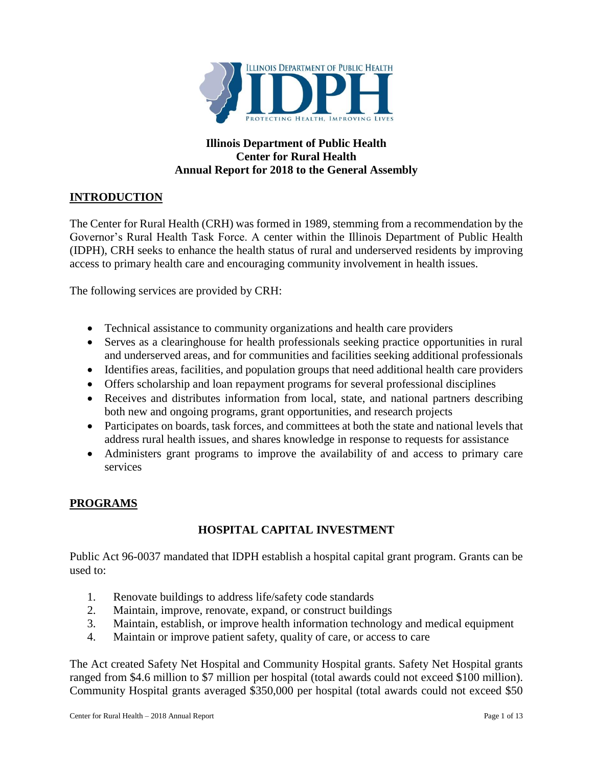**Illinois Department of Public Health**
**Center for Rural Health**
**Annual Report for 2018 to the General Assembly**

## INTRODUCTION

The Center for Rural Health (CRH) was formed in 1989, stemming from a recommendation by the Governor's Rural Health Task Force. A center within the Illinois Department of Public Health (IDPH), CRH seeks to enhance the health status of rural and underserved residents by improving access to primary health care and encouraging community involvement in health issues.

The following services are provided by CRH:

- Technical assistance to community organizations and health care providers
- Serves as a clearinghouse for health professionals seeking practice opportunities in rural and underserved areas, and for communities and facilities seeking additional professionals
- Identifies areas, facilities, and population groups that need additional health care providers
- Offers scholarship and loan repayment programs for several professional disciplines
- Receives and distributes information from local, state, and national partners describing both new and ongoing programs, grant opportunities, and research projects
- Participates on boards, task forces, and committees at both the state and national levels that address rural health issues, and shares knowledge in response to requests for assistance
- Administers grant programs to improve the availability of and access to primary care services

## PROGRAMS

### HOSPITAL CAPITAL INVESTMENT

Public Act 96-0037 mandated that IDPH establish a hospital capital grant program. Grants can be used to:

1. Renovate buildings to address life/safety code standards
2. Maintain, improve, renovate, expand, or construct buildings
3. Maintain, establish, or improve health information technology and medical equipment
4. Maintain or improve patient safety, quality of care, or access to care

The Act created Safety Net Hospital and Community Hospital grants. Safety Net Hospital grants ranged from $4.6 million to $7 million per hospital (total awards could not exceed $100 million). Community Hospital grants averaged $350,000 per hospital (total awards could not exceed $50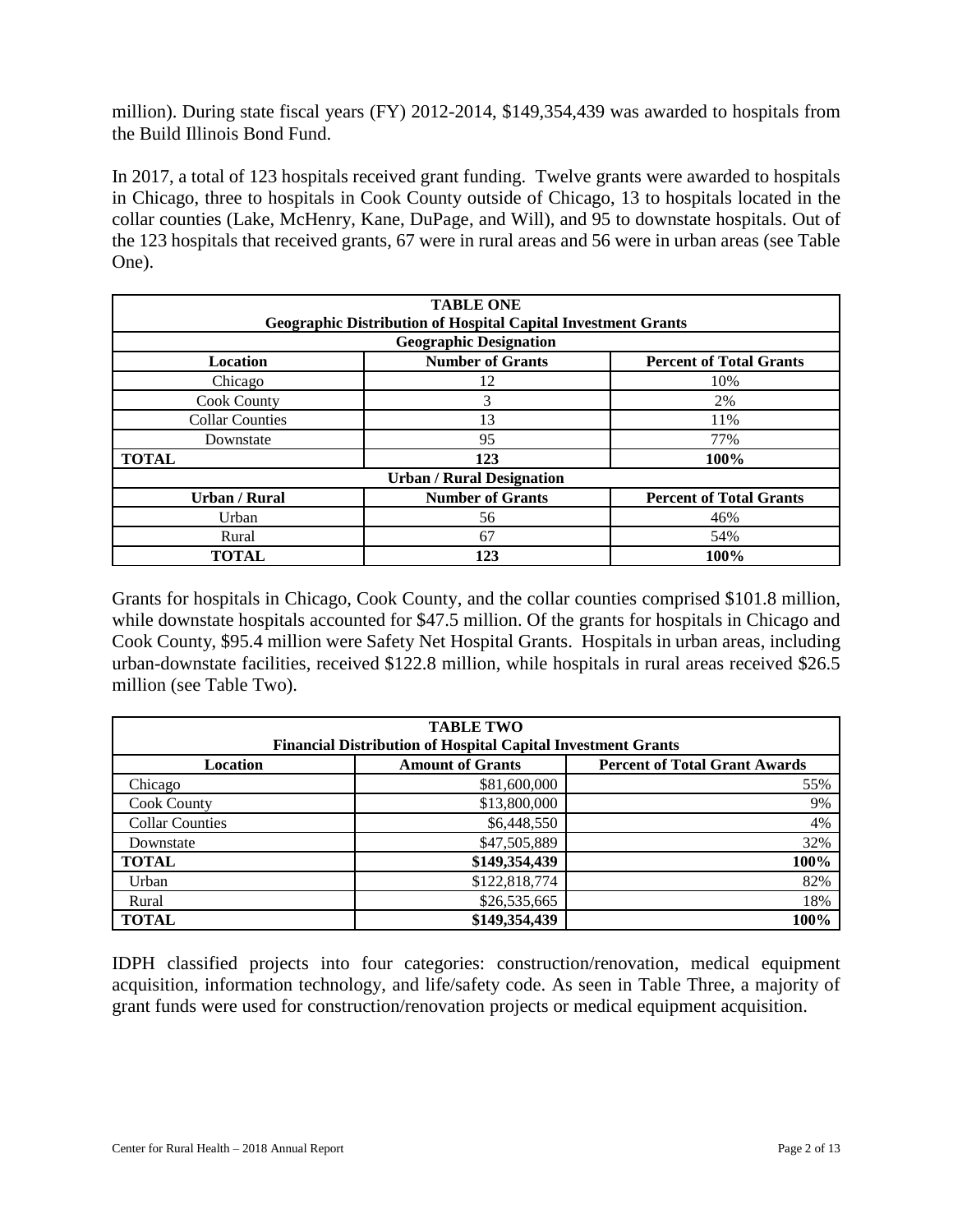million). During state fiscal years (FY) 2012-2014, $149,354,439 was awarded to hospitals from the Build Illinois Bond Fund.

In 2017, a total of 123 hospitals received grant funding. Twelve grants were awarded to hospitals in Chicago, three to hospitals in Cook County outside of Chicago, 13 to hospitals located in the collar counties (Lake, McHenry, Kane, DuPage, and Will), and 95 to downstate hospitals. Out of the 123 hospitals that received grants, 67 were in rural areas and 56 were in urban areas (see Table One).

| **TABLE ONE<br>Geographic Distribution of Hospital Capital Investment Grants** | | |
|---|---|---|
| **Geographic Designation** | | |
| **Location** | **Number of Grants** | **Percent of Total Grants** |
| Chicago | 12 | 10% |
| Cook County | 3 | 2% |
| Collar Counties | 13 | 11% |
| Downstate | 95 | 77% |
| **TOTAL** | **123** | **100%** |
| **Urban / Rural Designation** | | |
| **Urban / Rural** | **Number of Grants** | **Percent of Total Grants** |
| Urban | 56 | 46% |
| Rural | 67 | 54% |
| **TOTAL** | **123** | **100%** |

Grants for hospitals in Chicago, Cook County, and the collar counties comprised $101.8 million, while downstate hospitals accounted for $47.5 million. Of the grants for hospitals in Chicago and Cook County, $95.4 million were Safety Net Hospital Grants. Hospitals in urban areas, including urban-downstate facilities, received $122.8 million, while hospitals in rural areas received $26.5 million (see Table Two).

| **TABLE TWO<br>Financial Distribution of Hospital Capital Investment Grants** | | |
|---|---|---|
| **Location** | **Amount of Grants** | **Percent of Total Grant Awards** |
| Chicago | $81,600,000 | 55% |
| Cook County | $13,800,000 | 9% |
| Collar Counties | $6,448,550 | 4% |
| Downstate | $47,505,889 | 32% |
| **TOTAL** | **$149,354,439** | **100%** |
| Urban | $122,818,774 | 82% |
| Rural | $26,535,665 | 18% |
| **TOTAL** | **$149,354,439** | **100%** |

IDPH classified projects into four categories: construction/renovation, medical equipment acquisition, information technology, and life/safety code. As seen in Table Three, a majority of grant funds were used for construction/renovation projects or medical equipment acquisition.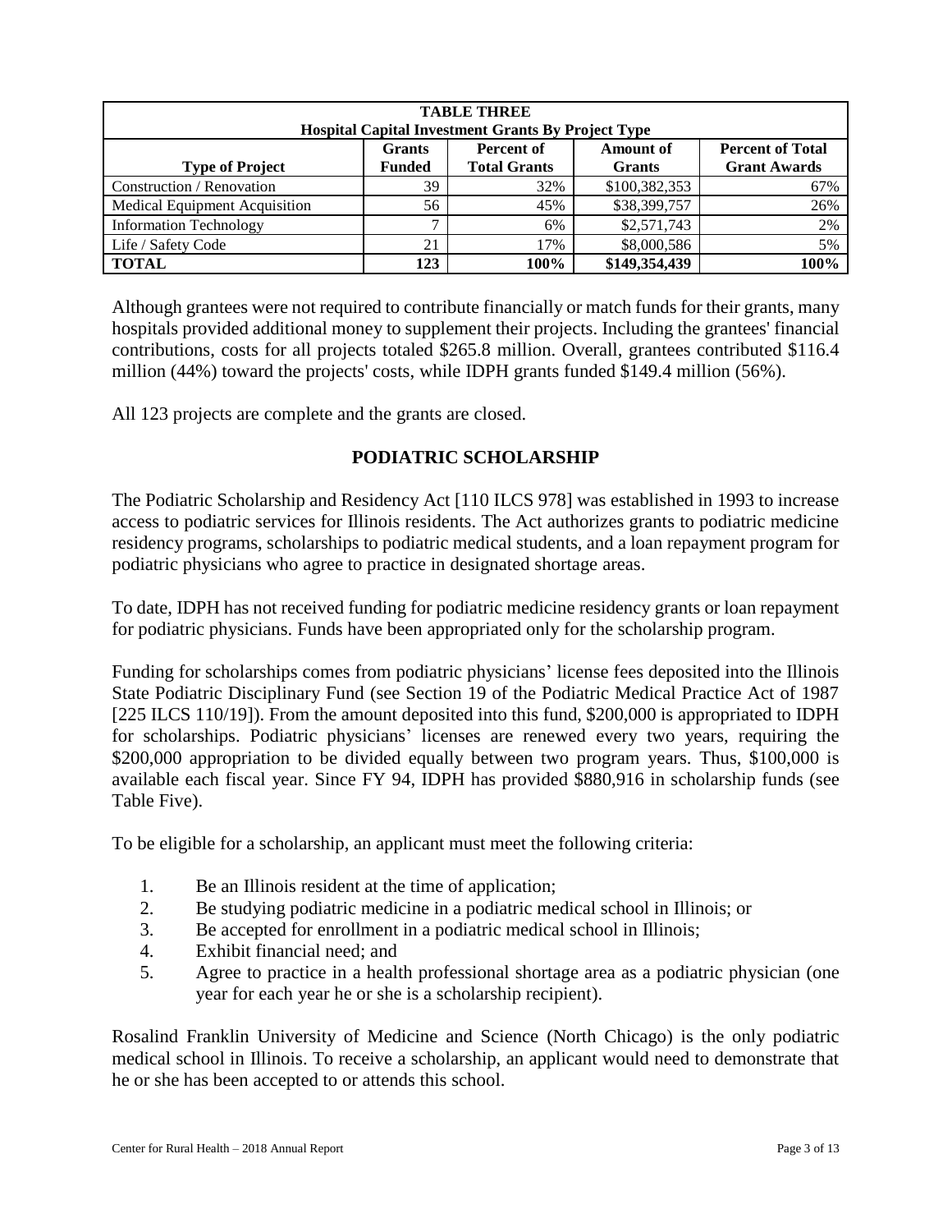| TABLE THREE<br>Hospital Capital Investment Grants By Project Type | | | | |
|---|---|---|---|---|
| **Type of Project** | **Grants Funded** | **Percent of Total Grants** | **Amount of Grants** | **Percent of Total Grant Awards** |
| Construction / Renovation | 39 | 32% | $100,382,353 | 67% |
| Medical Equipment Acquisition | 56 | 45% | $38,399,757 | 26% |
| Information Technology | 7 | 6% | $2,571,743 | 2% |
| Life / Safety Code | 21 | 17% | $8,000,586 | 5% |
| **TOTAL** | **123** | **100%** | **$149,354,439** | **100%** |

Although grantees were not required to contribute financially or match funds for their grants, many hospitals provided additional money to supplement their projects. Including the grantees' financial contributions, costs for all projects totaled $265.8 million. Overall, grantees contributed $116.4 million (44%) toward the projects' costs, while IDPH grants funded $149.4 million (56%).

All 123 projects are complete and the grants are closed.

## PODIATRIC SCHOLARSHIP

The Podiatric Scholarship and Residency Act [110 ILCS 978] was established in 1993 to increase access to podiatric services for Illinois residents. The Act authorizes grants to podiatric medicine residency programs, scholarships to podiatric medical students, and a loan repayment program for podiatric physicians who agree to practice in designated shortage areas.

To date, IDPH has not received funding for podiatric medicine residency grants or loan repayment for podiatric physicians. Funds have been appropriated only for the scholarship program.

Funding for scholarships comes from podiatric physicians' license fees deposited into the Illinois State Podiatric Disciplinary Fund (see Section 19 of the Podiatric Medical Practice Act of 1987 [225 ILCS 110/19]). From the amount deposited into this fund, $200,000 is appropriated to IDPH for scholarships. Podiatric physicians' licenses are renewed every two years, requiring the $200,000 appropriation to be divided equally between two program years. Thus, $100,000 is available each fiscal year. Since FY 94, IDPH has provided $880,916 in scholarship funds (see Table Five).

To be eligible for a scholarship, an applicant must meet the following criteria:

1. Be an Illinois resident at the time of application;
2. Be studying podiatric medicine in a podiatric medical school in Illinois; or
3. Be accepted for enrollment in a podiatric medical school in Illinois;
4. Exhibit financial need; and
5. Agree to practice in a health professional shortage area as a podiatric physician (one year for each year he or she is a scholarship recipient).

Rosalind Franklin University of Medicine and Science (North Chicago) is the only podiatric medical school in Illinois. To receive a scholarship, an applicant would need to demonstrate that he or she has been accepted to or attends this school.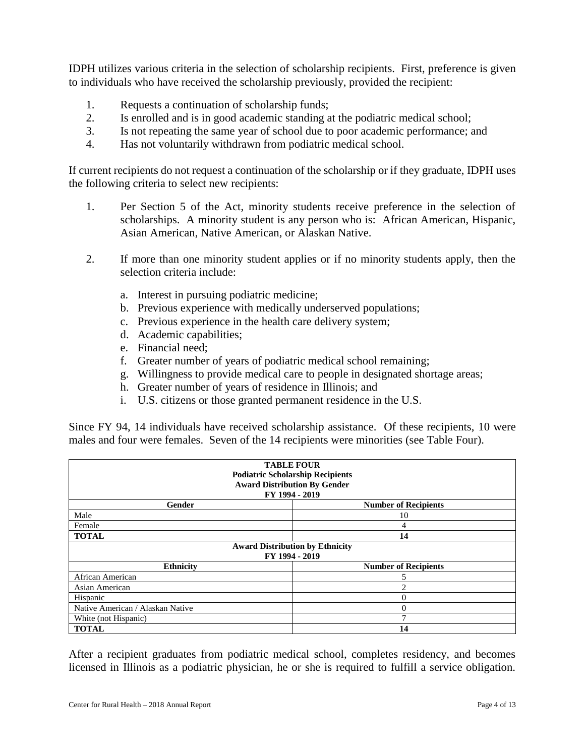IDPH utilizes various criteria in the selection of scholarship recipients. First, preference is given to individuals who have received the scholarship previously, provided the recipient:

1. Requests a continuation of scholarship funds;
2. Is enrolled and is in good academic standing at the podiatric medical school;
3. Is not repeating the same year of school due to poor academic performance; and
4. Has not voluntarily withdrawn from podiatric medical school.

If current recipients do not request a continuation of the scholarship or if they graduate, IDPH uses the following criteria to select new recipients:

1. Per Section 5 of the Act, minority students receive preference in the selection of scholarships. A minority student is any person who is: African American, Hispanic, Asian American, Native American, or Alaskan Native.

2. If more than one minority student applies or if no minority students apply, then the selection criteria include:

   a. Interest in pursuing podiatric medicine;
   b. Previous experience with medically underserved populations;
   c. Previous experience in the health care delivery system;
   d. Academic capabilities;
   e. Financial need;
   f. Greater number of years of podiatric medical school remaining;
   g. Willingness to provide medical care to people in designated shortage areas;
   h. Greater number of years of residence in Illinois; and
   i. U.S. citizens or those granted permanent residence in the U.S.

Since FY 94, 14 individuals have received scholarship assistance. Of these recipients, 10 were males and four were females. Seven of the 14 recipients were minorities (see Table Four).

**TABLE FOUR**
**Podiatric Scholarship Recipients**
**Award Distribution By Gender**
**FY 1994 - 2019**

| Gender | Number of Recipients |
|---|---|
| Male | 10 |
| Female | 4 |
| **TOTAL** | **14** |
| **Award Distribution by Ethnicity FY 1994 - 2019** | |
| **Ethnicity** | **Number of Recipients** |
| African American | 5 |
| Asian American | 2 |
| Hispanic | 0 |
| Native American / Alaskan Native | 0 |
| White (not Hispanic) | 7 |
| **TOTAL** | **14** |

After a recipient graduates from podiatric medical school, completes residency, and becomes licensed in Illinois as a podiatric physician, he or she is required to fulfill a service obligation.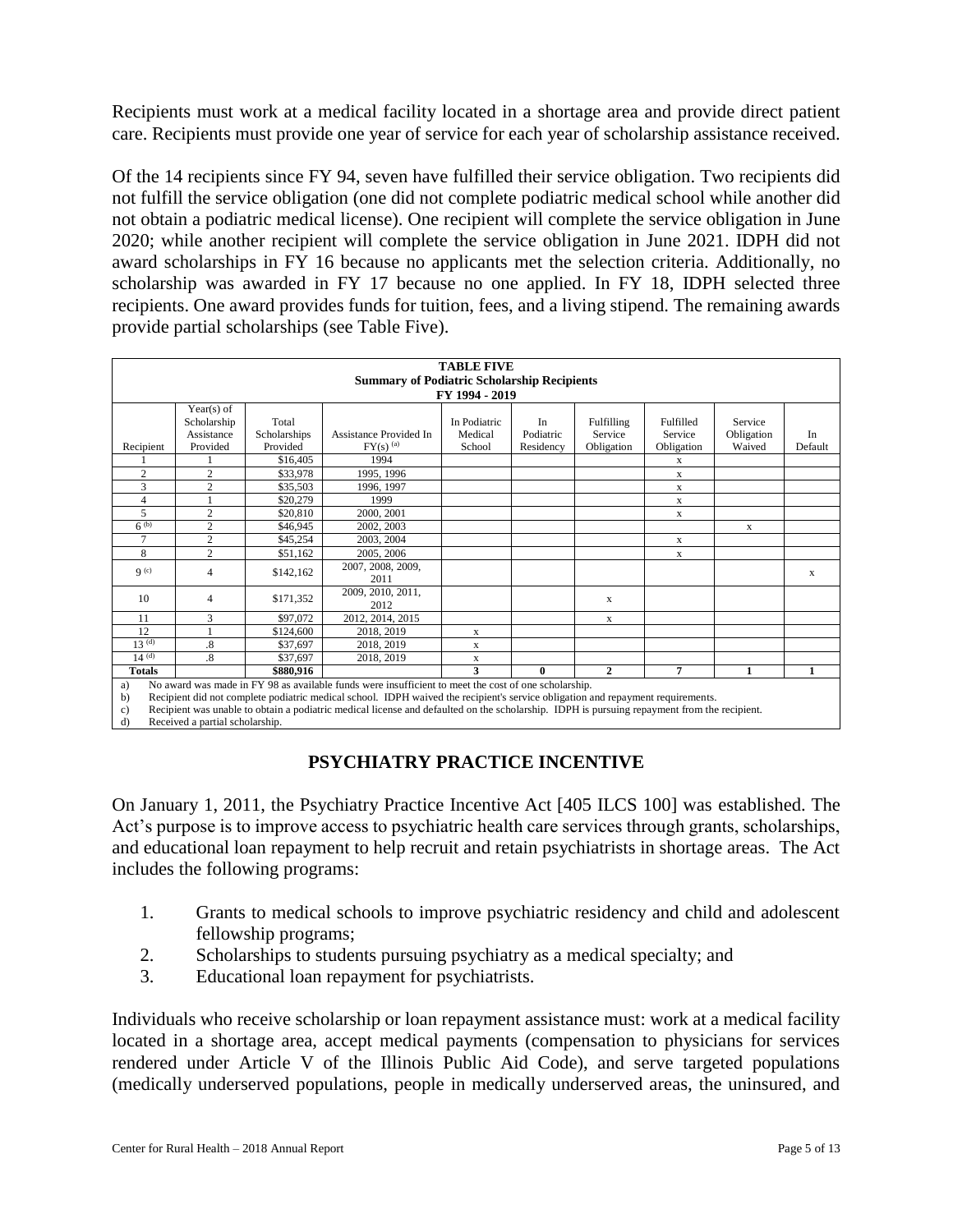Recipients must work at a medical facility located in a shortage area and provide direct patient care. Recipients must provide one year of service for each year of scholarship assistance received.

Of the 14 recipients since FY 94, seven have fulfilled their service obligation. Two recipients did not fulfill the service obligation (one did not complete podiatric medical school while another did not obtain a podiatric medical license). One recipient will complete the service obligation in June 2020; while another recipient will complete the service obligation in June 2021. IDPH did not award scholarships in FY 16 because no applicants met the selection criteria. Additionally, no scholarship was awarded in FY 17 because no one applied. In FY 18, IDPH selected three recipients. One award provides funds for tuition, fees, and a living stipend. The remaining awards provide partial scholarships (see Table Five).

**TABLE FIVE**
**Summary of Podiatric Scholarship Recipients**
**FY 1994 - 2019**

| Recipient | Year(s) of Scholarship Assistance Provided | Total Scholarships Provided | Assistance Provided In FY(s) [(a)] | In Podiatric Medical School | In Podiatric Residency | Fulfilling Service Obligation | Fulfilled Service Obligation | Service Obligation Waived | In Default |
|---|---|---|---|---|---|---|---|---|---|
| 1 | 1 | $16,405 | 1994 | | | | x | | |
| 2 | 2 | $33,978 | 1995, 1996 | | | | x | | |
| 3 | 2 | $35,503 | 1996, 1997 | | | | x | | |
| 4 | 1 | $20,279 | 1999 | | | | x | | |
| 5 | 2 | $20,810 | 2000, 2001 | | | | x | | |
| 6 [(b)] | 2 | $46,945 | 2002, 2003 | | | | | x | |
| 7 | 2 | $45,254 | 2003, 2004 | | | | x | | |
| 8 | 2 | $51,162 | 2005, 2006 | | | | x | | |
| 9 [(c)] | 4 | $142,162 | 2007, 2008, 2009, 2011 | | | | | | x |
| 10 | 4 | $171,352 | 2009, 2010, 2011, 2012 | | | x | | | |
| 11 | 3 | $97,072 | 2012, 2014, 2015 | | | x | | | |
| 12 | 1 | $124,600 | 2018, 2019 | x | | | | | |
| 13 [(d)] | .8 | $37,697 | 2018, 2019 | x | | | | | |
| 14 [(d)] | .8 | $37,697 | 2018, 2019 | x | | | | | |
| **Totals** | | **$880,916** | | **3** | **0** | **2** | **7** | **1** | **1** |

a) No award was made in FY 98 as available funds were insufficient to meet the cost of one scholarship.
b) Recipient did not complete podiatric medical school. IDPH waived the recipient's service obligation and repayment requirements.
c) Recipient was unable to obtain a podiatric medical license and defaulted on the scholarship. IDPH is pursuing repayment from the recipient.
d) Received a partial scholarship.

## PSYCHIATRY PRACTICE INCENTIVE

On January 1, 2011, the Psychiatry Practice Incentive Act [405 ILCS 100] was established. The Act's purpose is to improve access to psychiatric health care services through grants, scholarships, and educational loan repayment to help recruit and retain psychiatrists in shortage areas. The Act includes the following programs:

1. Grants to medical schools to improve psychiatric residency and child and adolescent fellowship programs;
2. Scholarships to students pursuing psychiatry as a medical specialty; and
3. Educational loan repayment for psychiatrists.

Individuals who receive scholarship or loan repayment assistance must: work at a medical facility located in a shortage area, accept medical payments (compensation to physicians for services rendered under Article V of the Illinois Public Aid Code), and serve targeted populations (medically underserved populations, people in medically underserved areas, the uninsured, and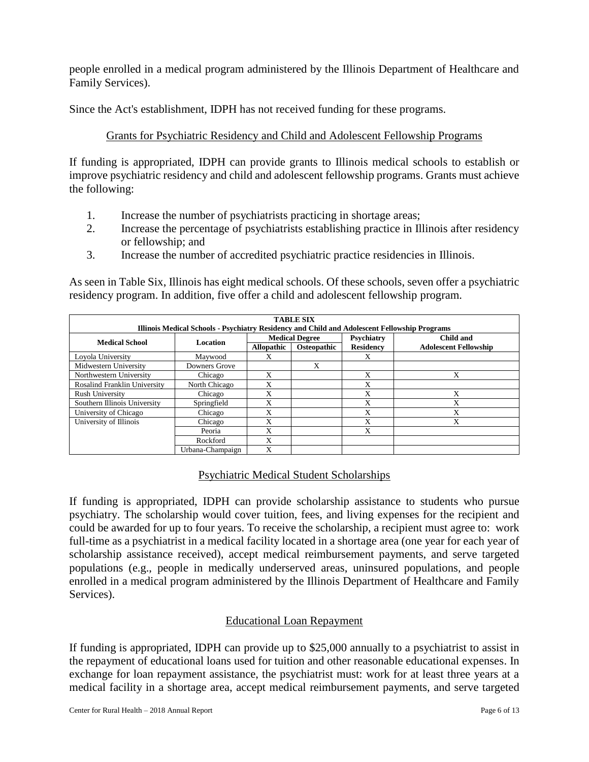people enrolled in a medical program administered by the Illinois Department of Healthcare and Family Services).

Since the Act's establishment, IDPH has not received funding for these programs.

### Grants for Psychiatric Residency and Child and Adolescent Fellowship Programs

If funding is appropriated, IDPH can provide grants to Illinois medical schools to establish or improve psychiatric residency and child and adolescent fellowship programs. Grants must achieve the following:

1. Increase the number of psychiatrists practicing in shortage areas;
2. Increase the percentage of psychiatrists establishing practice in Illinois after residency or fellowship; and
3. Increase the number of accredited psychiatric practice residencies in Illinois.

As seen in Table Six, Illinois has eight medical schools. Of these schools, seven offer a psychiatric residency program. In addition, five offer a child and adolescent fellowship program.

**TABLE SIX**
**Illinois Medical Schools - Psychiatry Residency and Child and Adolescent Fellowship Programs**

| Medical School | Location | Medical Degree | | Psychiatry | Child and |
|---|---|---|---|---|---|
| | | Allopathic | Osteopathic | Residency | Adolescent Fellowship |
| Loyola University | Maywood | X | | X | |
| Midwestern University | Downers Grove | | X | | |
| Northwestern University | Chicago | X | | X | X |
| Rosalind Franklin University | North Chicago | X | | X | |
| Rush University | Chicago | X | | X | X |
| Southern Illinois University | Springfield | X | | X | X |
| University of Chicago | Chicago | X | | X | X |
| University of Illinois | Chicago | X | | X | X |
| | Peoria | X | | X | |
| | Rockford | X | | | |
| | Urbana-Champaign | X | | | |

### Psychiatric Medical Student Scholarships

If funding is appropriated, IDPH can provide scholarship assistance to students who pursue psychiatry. The scholarship would cover tuition, fees, and living expenses for the recipient and could be awarded for up to four years. To receive the scholarship, a recipient must agree to: work full-time as a psychiatrist in a medical facility located in a shortage area (one year for each year of scholarship assistance received), accept medical reimbursement payments, and serve targeted populations (e.g., people in medically underserved areas, uninsured populations, and people enrolled in a medical program administered by the Illinois Department of Healthcare and Family Services).

### Educational Loan Repayment

If funding is appropriated, IDPH can provide up to $25,000 annually to a psychiatrist to assist in the repayment of educational loans used for tuition and other reasonable educational expenses. In exchange for loan repayment assistance, the psychiatrist must: work for at least three years at a medical facility in a shortage area, accept medical reimbursement payments, and serve targeted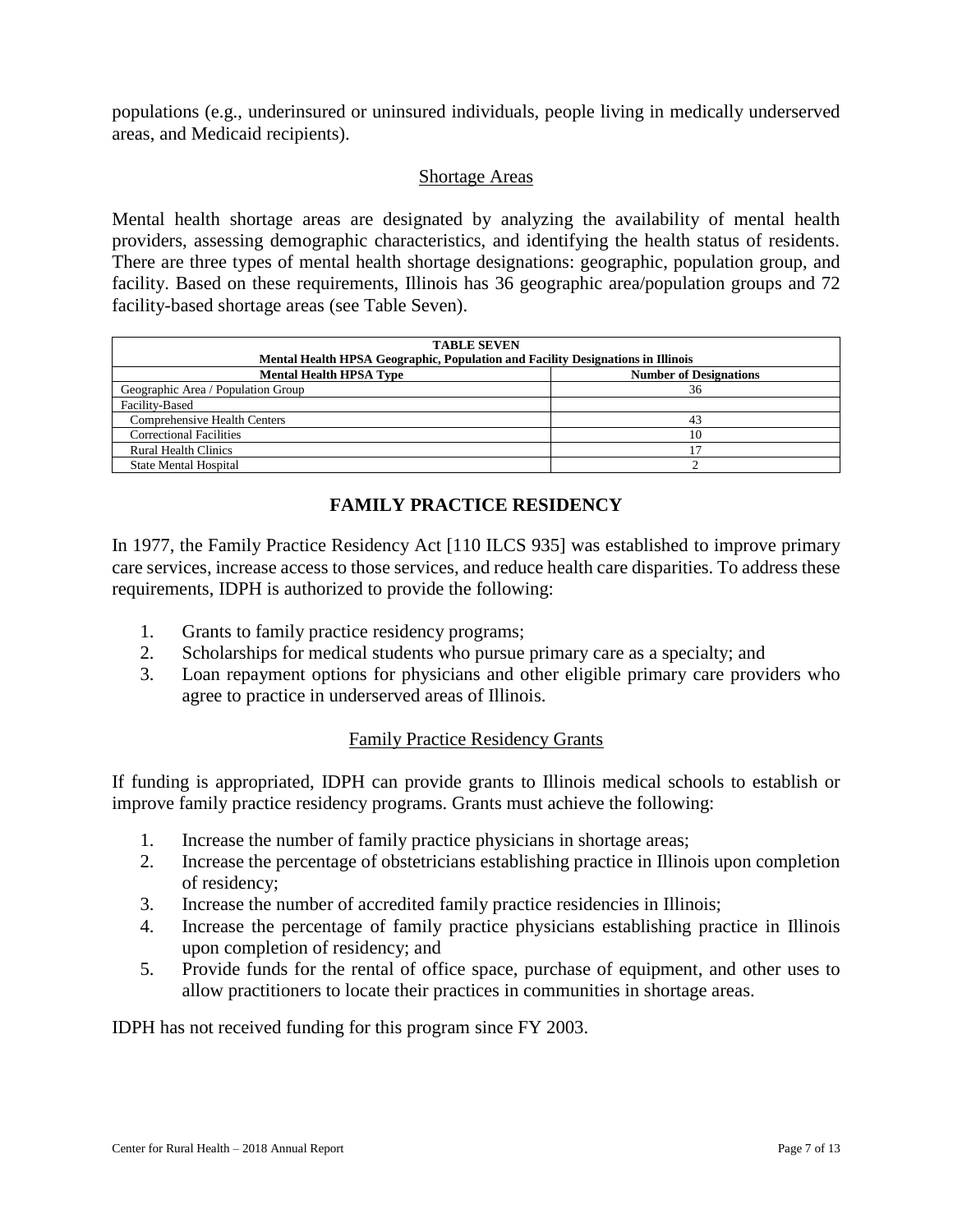populations (e.g., underinsured or uninsured individuals, people living in medically underserved areas, and Medicaid recipients).

### Shortage Areas

Mental health shortage areas are designated by analyzing the availability of mental health providers, assessing demographic characteristics, and identifying the health status of residents. There are three types of mental health shortage designations: geographic, population group, and facility. Based on these requirements, Illinois has 36 geographic area/population groups and 72 facility-based shortage areas (see Table Seven).

**TABLE SEVEN**
**Mental Health HPSA Geographic, Population and Facility Designations in Illinois**

| Mental Health HPSA Type | Number of Designations |
|---|---|
| Geographic Area / Population Group | 36 |
| Facility-Based | |
| Comprehensive Health Centers | 43 |
| Correctional Facilities | 10 |
| Rural Health Clinics | 17 |
| State Mental Hospital | 2 |

## FAMILY PRACTICE RESIDENCY

In 1977, the Family Practice Residency Act [110 ILCS 935] was established to improve primary care services, increase access to those services, and reduce health care disparities. To address these requirements, IDPH is authorized to provide the following:

1. Grants to family practice residency programs;
2. Scholarships for medical students who pursue primary care as a specialty; and
3. Loan repayment options for physicians and other eligible primary care providers who agree to practice in underserved areas of Illinois.

### Family Practice Residency Grants

If funding is appropriated, IDPH can provide grants to Illinois medical schools to establish or improve family practice residency programs. Grants must achieve the following:

1. Increase the number of family practice physicians in shortage areas;
2. Increase the percentage of obstetricians establishing practice in Illinois upon completion of residency;
3. Increase the number of accredited family practice residencies in Illinois;
4. Increase the percentage of family practice physicians establishing practice in Illinois upon completion of residency; and
5. Provide funds for the rental of office space, purchase of equipment, and other uses to allow practitioners to locate their practices in communities in shortage areas.

IDPH has not received funding for this program since FY 2003.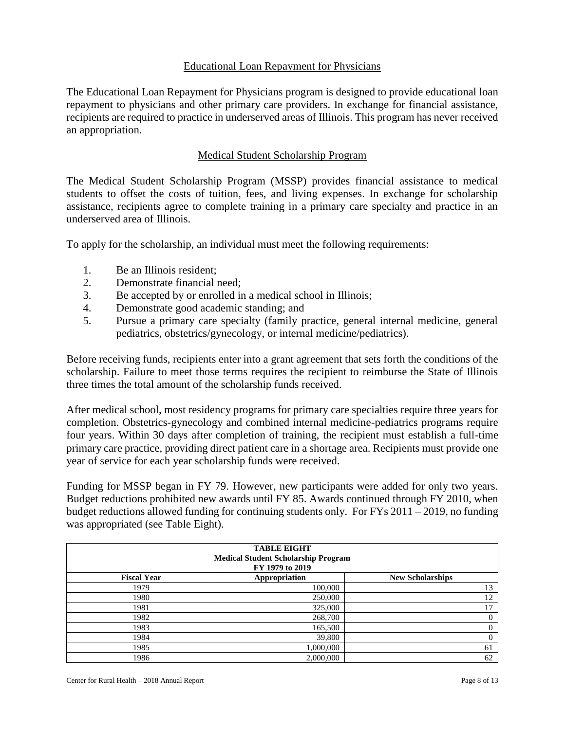## Educational Loan Repayment for Physicians

The Educational Loan Repayment for Physicians program is designed to provide educational loan repayment to physicians and other primary care providers. In exchange for financial assistance, recipients are required to practice in underserved areas of Illinois. This program has never received an appropriation.

## Medical Student Scholarship Program

The Medical Student Scholarship Program (MSSP) provides financial assistance to medical students to offset the costs of tuition, fees, and living expenses. In exchange for scholarship assistance, recipients agree to complete training in a primary care specialty and practice in an underserved area of Illinois.

To apply for the scholarship, an individual must meet the following requirements:

1. Be an Illinois resident;
2. Demonstrate financial need;
3. Be accepted by or enrolled in a medical school in Illinois;
4. Demonstrate good academic standing; and
5. Pursue a primary care specialty (family practice, general internal medicine, general pediatrics, obstetrics/gynecology, or internal medicine/pediatrics).

Before receiving funds, recipients enter into a grant agreement that sets forth the conditions of the scholarship. Failure to meet those terms requires the recipient to reimburse the State of Illinois three times the total amount of the scholarship funds received.

After medical school, most residency programs for primary care specialties require three years for completion. Obstetrics-gynecology and combined internal medicine-pediatrics programs require four years. Within 30 days after completion of training, the recipient must establish a full-time primary care practice, providing direct patient care in a shortage area. Recipients must provide one year of service for each year scholarship funds were received.

Funding for MSSP began in FY 79. However, new participants were added for only two years. Budget reductions prohibited new awards until FY 85. Awards continued through FY 2010, when budget reductions allowed funding for continuing students only. For FYs 2011 – 2019, no funding was appropriated (see Table Eight).

**TABLE EIGHT**
**Medical Student Scholarship Program**
**FY 1979 to 2019**

| Fiscal Year | Appropriation | New Scholarships |
|---|---|---|
| 1979 | 100,000 | 13 |
| 1980 | 250,000 | 12 |
| 1981 | 325,000 | 17 |
| 1982 | 268,700 | 0 |
| 1983 | 165,500 | 0 |
| 1984 | 39,800 | 0 |
| 1985 | 1,000,000 | 61 |
| 1986 | 2,000,000 | 62 |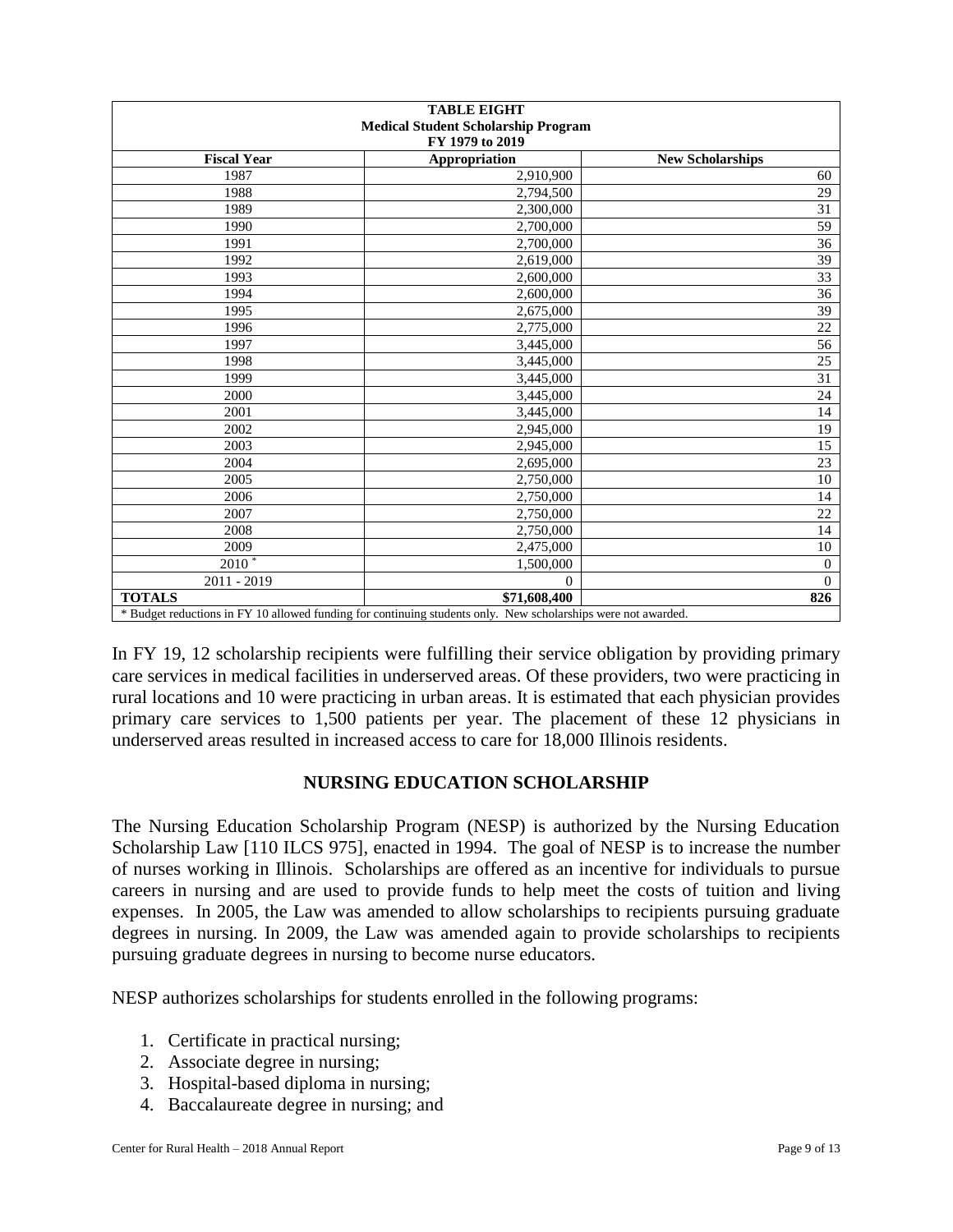| **TABLE EIGHT Medical Student Scholarship Program FY 1979 to 2019** | | |
|---|---|---|
| **Fiscal Year** | **Appropriation** | **New Scholarships** |
| 1987 | 2,910,900 | 60 |
| 1988 | 2,794,500 | 29 |
| 1989 | 2,300,000 | 31 |
| 1990 | 2,700,000 | 59 |
| 1991 | 2,700,000 | 36 |
| 1992 | 2,619,000 | 39 |
| 1993 | 2,600,000 | 33 |
| 1994 | 2,600,000 | 36 |
| 1995 | 2,675,000 | 39 |
| 1996 | 2,775,000 | 22 |
| 1997 | 3,445,000 | 56 |
| 1998 | 3,445,000 | 25 |
| 1999 | 3,445,000 | 31 |
| 2000 | 3,445,000 | 24 |
| 2001 | 3,445,000 | 14 |
| 2002 | 2,945,000 | 19 |
| 2003 | 2,945,000 | 15 |
| 2004 | 2,695,000 | 23 |
| 2005 | 2,750,000 | 10 |
| 2006 | 2,750,000 | 14 |
| 2007 | 2,750,000 | 22 |
| 2008 | 2,750,000 | 14 |
| 2009 | 2,475,000 | 10 |
| 2010 * | 1,500,000 | 0 |
| 2011 - 2019 | 0 | 0 |
| **TOTALS** | **$71,608,400** | **826** |

* Budget reductions in FY 10 allowed funding for continuing students only. New scholarships were not awarded.

In FY 19, 12 scholarship recipients were fulfilling their service obligation by providing primary care services in medical facilities in underserved areas. Of these providers, two were practicing in rural locations and 10 were practicing in urban areas. It is estimated that each physician provides primary care services to 1,500 patients per year. The placement of these 12 physicians in underserved areas resulted in increased access to care for 18,000 Illinois residents.

## NURSING EDUCATION SCHOLARSHIP

The Nursing Education Scholarship Program (NESP) is authorized by the Nursing Education Scholarship Law [110 ILCS 975], enacted in 1994. The goal of NESP is to increase the number of nurses working in Illinois. Scholarships are offered as an incentive for individuals to pursue careers in nursing and are used to provide funds to help meet the costs of tuition and living expenses. In 2005, the Law was amended to allow scholarships to recipients pursuing graduate degrees in nursing. In 2009, the Law was amended again to provide scholarships to recipients pursuing graduate degrees in nursing to become nurse educators.

NESP authorizes scholarships for students enrolled in the following programs:

1. Certificate in practical nursing;
2. Associate degree in nursing;
3. Hospital-based diploma in nursing;
4. Baccalaureate degree in nursing; and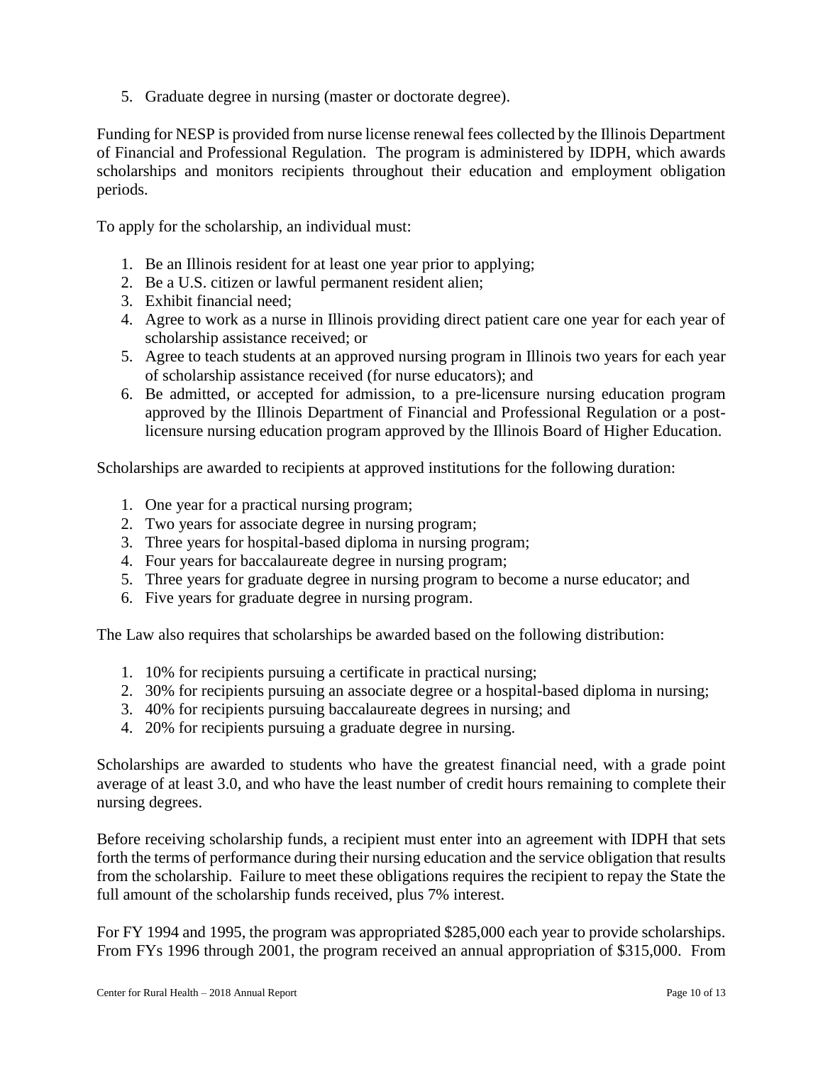5. Graduate degree in nursing (master or doctorate degree).

Funding for NESP is provided from nurse license renewal fees collected by the Illinois Department of Financial and Professional Regulation. The program is administered by IDPH, which awards scholarships and monitors recipients throughout their education and employment obligation periods.

To apply for the scholarship, an individual must:

1. Be an Illinois resident for at least one year prior to applying;
2. Be a U.S. citizen or lawful permanent resident alien;
3. Exhibit financial need;
4. Agree to work as a nurse in Illinois providing direct patient care one year for each year of scholarship assistance received; or
5. Agree to teach students at an approved nursing program in Illinois two years for each year of scholarship assistance received (for nurse educators); and
6. Be admitted, or accepted for admission, to a pre-licensure nursing education program approved by the Illinois Department of Financial and Professional Regulation or a post-licensure nursing education program approved by the Illinois Board of Higher Education.

Scholarships are awarded to recipients at approved institutions for the following duration:

1. One year for a practical nursing program;
2. Two years for associate degree in nursing program;
3. Three years for hospital-based diploma in nursing program;
4. Four years for baccalaureate degree in nursing program;
5. Three years for graduate degree in nursing program to become a nurse educator; and
6. Five years for graduate degree in nursing program.

The Law also requires that scholarships be awarded based on the following distribution:

1. 10% for recipients pursuing a certificate in practical nursing;
2. 30% for recipients pursuing an associate degree or a hospital-based diploma in nursing;
3. 40% for recipients pursuing baccalaureate degrees in nursing; and
4. 20% for recipients pursuing a graduate degree in nursing.

Scholarships are awarded to students who have the greatest financial need, with a grade point average of at least 3.0, and who have the least number of credit hours remaining to complete their nursing degrees.

Before receiving scholarship funds, a recipient must enter into an agreement with IDPH that sets forth the terms of performance during their nursing education and the service obligation that results from the scholarship. Failure to meet these obligations requires the recipient to repay the State the full amount of the scholarship funds received, plus 7% interest.

For FY 1994 and 1995, the program was appropriated $285,000 each year to provide scholarships. From FYs 1996 through 2001, the program received an annual appropriation of $315,000. From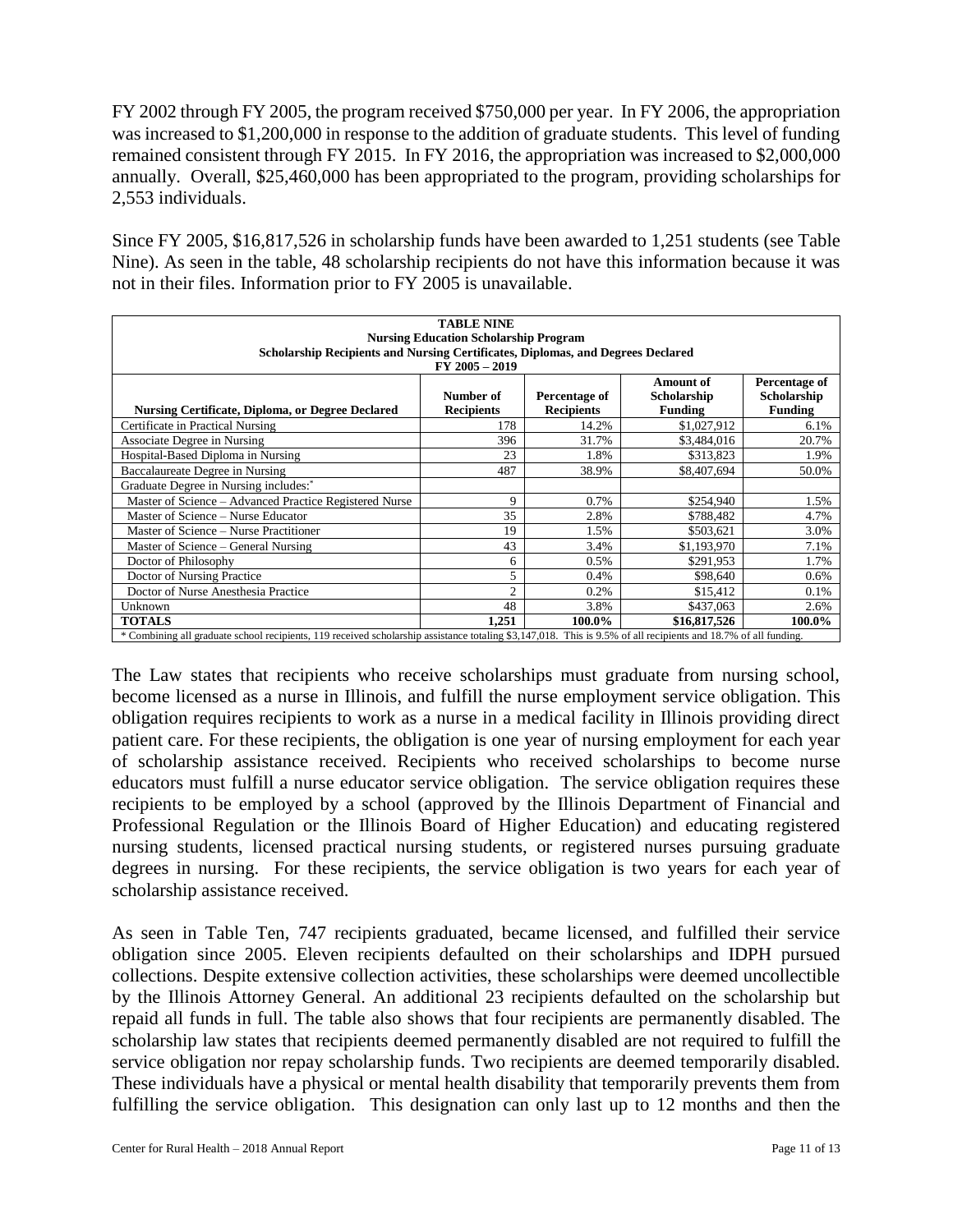FY 2002 through FY 2005, the program received $750,000 per year. In FY 2006, the appropriation was increased to $1,200,000 in response to the addition of graduate students. This level of funding remained consistent through FY 2015. In FY 2016, the appropriation was increased to $2,000,000 annually. Overall, $25,460,000 has been appropriated to the program, providing scholarships for 2,553 individuals.

Since FY 2005, $16,817,526 in scholarship funds have been awarded to 1,251 students (see Table Nine). As seen in the table, 48 scholarship recipients do not have this information because it was not in their files. Information prior to FY 2005 is unavailable.

**TABLE NINE**
**Nursing Education Scholarship Program**
**Scholarship Recipients and Nursing Certificates, Diplomas, and Degrees Declared**
**FY 2005 – 2019**

| Nursing Certificate, Diploma, or Degree Declared | Number of Recipients | Percentage of Recipients | Amount of Scholarship Funding | Percentage of Scholarship Funding |
|---|---|---|---|---|
| Certificate in Practical Nursing | 178 | 14.2% | $1,027,912 | 6.1% |
| Associate Degree in Nursing | 396 | 31.7% | $3,484,016 | 20.7% |
| Hospital-Based Diploma in Nursing | 23 | 1.8% | $313,823 | 1.9% |
| Baccalaureate Degree in Nursing | 487 | 38.9% | $8,407,694 | 50.0% |
| Graduate Degree in Nursing includes:* | | | | |
| Master of Science – Advanced Practice Registered Nurse | 9 | 0.7% | $254,940 | 1.5% |
| Master of Science – Nurse Educator | 35 | 2.8% | $788,482 | 4.7% |
| Master of Science – Nurse Practitioner | 19 | 1.5% | $503,621 | 3.0% |
| Master of Science – General Nursing | 43 | 3.4% | $1,193,970 | 7.1% |
| Doctor of Philosophy | 6 | 0.5% | $291,953 | 1.7% |
| Doctor of Nursing Practice | 5 | 0.4% | $98,640 | 0.6% |
| Doctor of Nurse Anesthesia Practice | 2 | 0.2% | $15,412 | 0.1% |
| Unknown | 48 | 3.8% | $437,063 | 2.6% |
| **TOTALS** | **1,251** | **100.0%** | **$16,817,526** | **100.0%** |

\* Combining all graduate school recipients, 119 received scholarship assistance totaling $3,147,018. This is 9.5% of all recipients and 18.7% of all funding.

The Law states that recipients who receive scholarships must graduate from nursing school, become licensed as a nurse in Illinois, and fulfill the nurse employment service obligation. This obligation requires recipients to work as a nurse in a medical facility in Illinois providing direct patient care. For these recipients, the obligation is one year of nursing employment for each year of scholarship assistance received. Recipients who received scholarships to become nurse educators must fulfill a nurse educator service obligation. The service obligation requires these recipients to be employed by a school (approved by the Illinois Department of Financial and Professional Regulation or the Illinois Board of Higher Education) and educating registered nursing students, licensed practical nursing students, or registered nurses pursuing graduate degrees in nursing. For these recipients, the service obligation is two years for each year of scholarship assistance received.

As seen in Table Ten, 747 recipients graduated, became licensed, and fulfilled their service obligation since 2005. Eleven recipients defaulted on their scholarships and IDPH pursued collections. Despite extensive collection activities, these scholarships were deemed uncollectible by the Illinois Attorney General. An additional 23 recipients defaulted on the scholarship but repaid all funds in full. The table also shows that four recipients are permanently disabled. The scholarship law states that recipients deemed permanently disabled are not required to fulfill the service obligation nor repay scholarship funds. Two recipients are deemed temporarily disabled. These individuals have a physical or mental health disability that temporarily prevents them from fulfilling the service obligation. This designation can only last up to 12 months and then the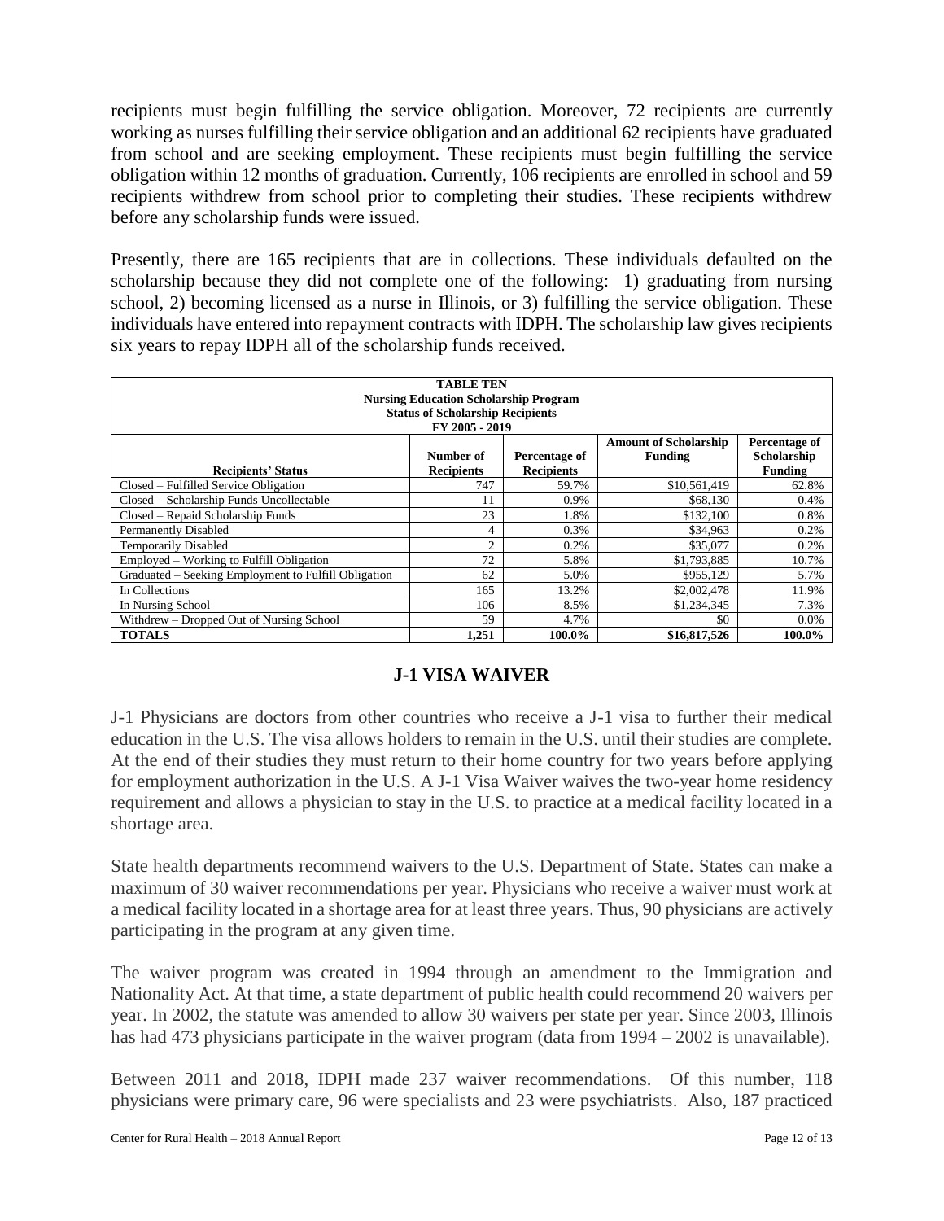recipients must begin fulfilling the service obligation. Moreover, 72 recipients are currently working as nurses fulfilling their service obligation and an additional 62 recipients have graduated from school and are seeking employment. These recipients must begin fulfilling the service obligation within 12 months of graduation. Currently, 106 recipients are enrolled in school and 59 recipients withdrew from school prior to completing their studies. These recipients withdrew before any scholarship funds were issued.

Presently, there are 165 recipients that are in collections. These individuals defaulted on the scholarship because they did not complete one of the following: 1) graduating from nursing school, 2) becoming licensed as a nurse in Illinois, or 3) fulfilling the service obligation. These individuals have entered into repayment contracts with IDPH. The scholarship law gives recipients six years to repay IDPH all of the scholarship funds received.

**TABLE TEN**
**Nursing Education Scholarship Program**
**Status of Scholarship Recipients**
**FY 2005 - 2019**

| Recipients' Status | Number of Recipients | Percentage of Recipients | Amount of Scholarship Funding | Percentage of Scholarship Funding |
|---|---|---|---|---|
| Closed – Fulfilled Service Obligation | 747 | 59.7% | $10,561,419 | 62.8% |
| Closed – Scholarship Funds Uncollectable | 11 | 0.9% | $68,130 | 0.4% |
| Closed – Repaid Scholarship Funds | 23 | 1.8% | $132,100 | 0.8% |
| Permanently Disabled | 4 | 0.3% | $34,963 | 0.2% |
| Temporarily Disabled | 2 | 0.2% | $35,077 | 0.2% |
| Employed – Working to Fulfill Obligation | 72 | 5.8% | $1,793,885 | 10.7% |
| Graduated – Seeking Employment to Fulfill Obligation | 62 | 5.0% | $955,129 | 5.7% |
| In Collections | 165 | 13.2% | $2,002,478 | 11.9% |
| In Nursing School | 106 | 8.5% | $1,234,345 | 7.3% |
| Withdrew – Dropped Out of Nursing School | 59 | 4.7% | $0 | 0.0% |
| **TOTALS** | **1,251** | **100.0%** | **$16,817,526** | **100.0%** |

## J-1 VISA WAIVER

J-1 Physicians are doctors from other countries who receive a J-1 visa to further their medical education in the U.S. The visa allows holders to remain in the U.S. until their studies are complete. At the end of their studies they must return to their home country for two years before applying for employment authorization in the U.S. A J-1 Visa Waiver waives the two-year home residency requirement and allows a physician to stay in the U.S. to practice at a medical facility located in a shortage area.

State health departments recommend waivers to the U.S. Department of State. States can make a maximum of 30 waiver recommendations per year. Physicians who receive a waiver must work at a medical facility located in a shortage area for at least three years. Thus, 90 physicians are actively participating in the program at any given time.

The waiver program was created in 1994 through an amendment to the Immigration and Nationality Act. At that time, a state department of public health could recommend 20 waivers per year. In 2002, the statute was amended to allow 30 waivers per state per year. Since 2003, Illinois has had 473 physicians participate in the waiver program (data from 1994 – 2002 is unavailable).

Between 2011 and 2018, IDPH made 237 waiver recommendations. Of this number, 118 physicians were primary care, 96 were specialists and 23 were psychiatrists. Also, 187 practiced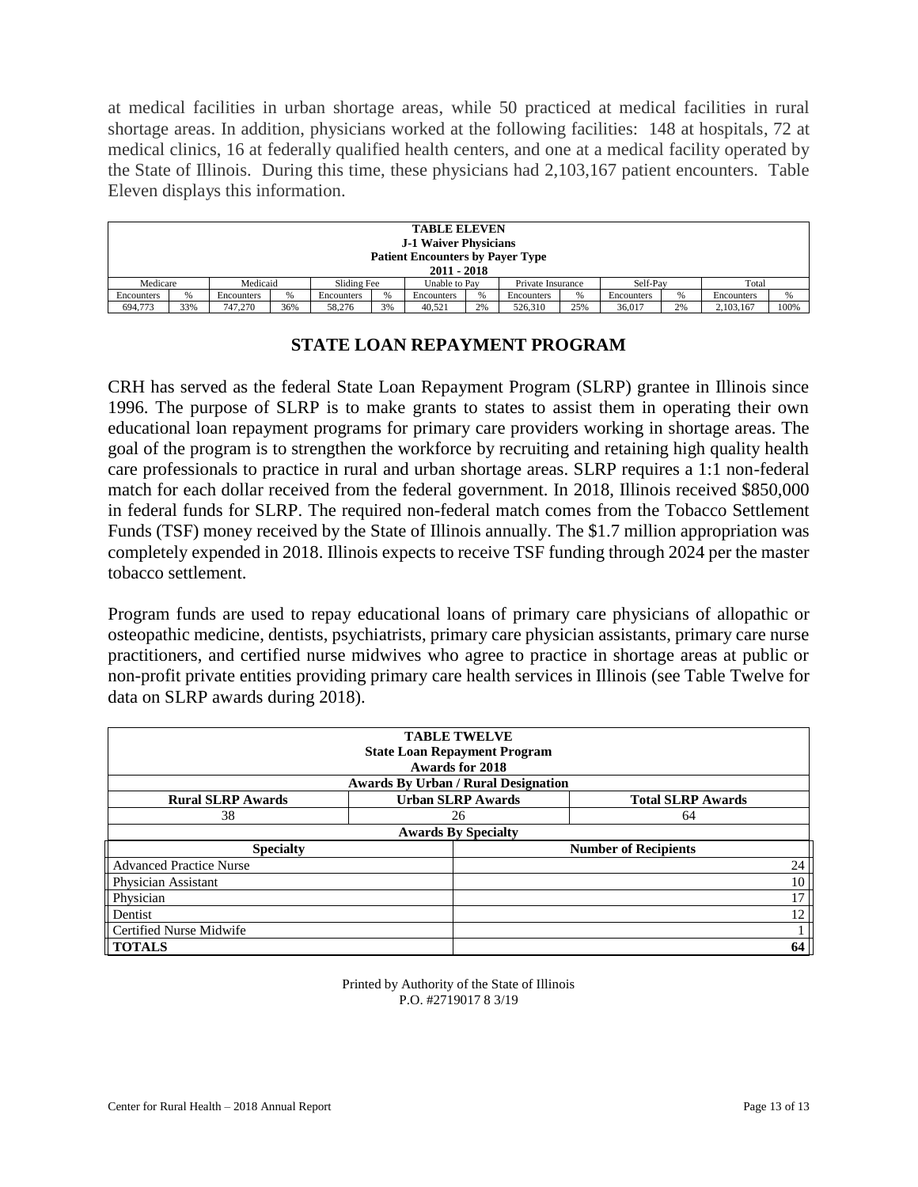at medical facilities in urban shortage areas, while 50 practiced at medical facilities in rural shortage areas. In addition, physicians worked at the following facilities: 148 at hospitals, 72 at medical clinics, 16 at federally qualified health centers, and one at a medical facility operated by the State of Illinois. During this time, these physicians had 2,103,167 patient encounters. Table Eleven displays this information.

**TABLE ELEVEN**
**J-1 Waiver Physicians**
**Patient Encounters by Payer Type**
**2011 - 2018**

| Medicare | | Medicaid | | Sliding Fee | | Unable to Pay | | Private Insurance | | Self-Pay | | Total | |
|---|---|---|---|---|---|---|---|---|---|---|---|---|---|
| Encounters | % | Encounters | % | Encounters | % | Encounters | % | Encounters | % | Encounters | % | Encounters | % |
| 694,773 | 33% | 747,270 | 36% | 58,276 | 3% | 40,521 | 2% | 526,310 | 25% | 36,017 | 2% | 2,103,167 | 100% |

## STATE LOAN REPAYMENT PROGRAM

CRH has served as the federal State Loan Repayment Program (SLRP) grantee in Illinois since 1996. The purpose of SLRP is to make grants to states to assist them in operating their own educational loan repayment programs for primary care providers working in shortage areas. The goal of the program is to strengthen the workforce by recruiting and retaining high quality health care professionals to practice in rural and urban shortage areas. SLRP requires a 1:1 non-federal match for each dollar received from the federal government. In 2018, Illinois received $850,000 in federal funds for SLRP. The required non-federal match comes from the Tobacco Settlement Funds (TSF) money received by the State of Illinois annually. The $1.7 million appropriation was completely expended in 2018. Illinois expects to receive TSF funding through 2024 per the master tobacco settlement.

Program funds are used to repay educational loans of primary care physicians of allopathic or osteopathic medicine, dentists, psychiatrists, primary care physician assistants, primary care nurse practitioners, and certified nurse midwives who agree to practice in shortage areas at public or non-profit private entities providing primary care health services in Illinois (see Table Twelve for data on SLRP awards during 2018).

**TABLE TWELVE**
**State Loan Repayment Program**
**Awards for 2018**

**Awards By Urban / Rural Designation**

| Rural SLRP Awards | Urban SLRP Awards | Total SLRP Awards |
|---|---|---|
| 38 | 26 | 64 |

**Awards By Specialty**

| Specialty | Number of Recipients |
|---|---|
| Advanced Practice Nurse | 24 |
| Physician Assistant | 10 |
| Physician | 17 |
| Dentist | 12 |
| Certified Nurse Midwife | 1 |
| **TOTALS** | **64** |

Printed by Authority of the State of Illinois
P.O. #2719017 8 3/19